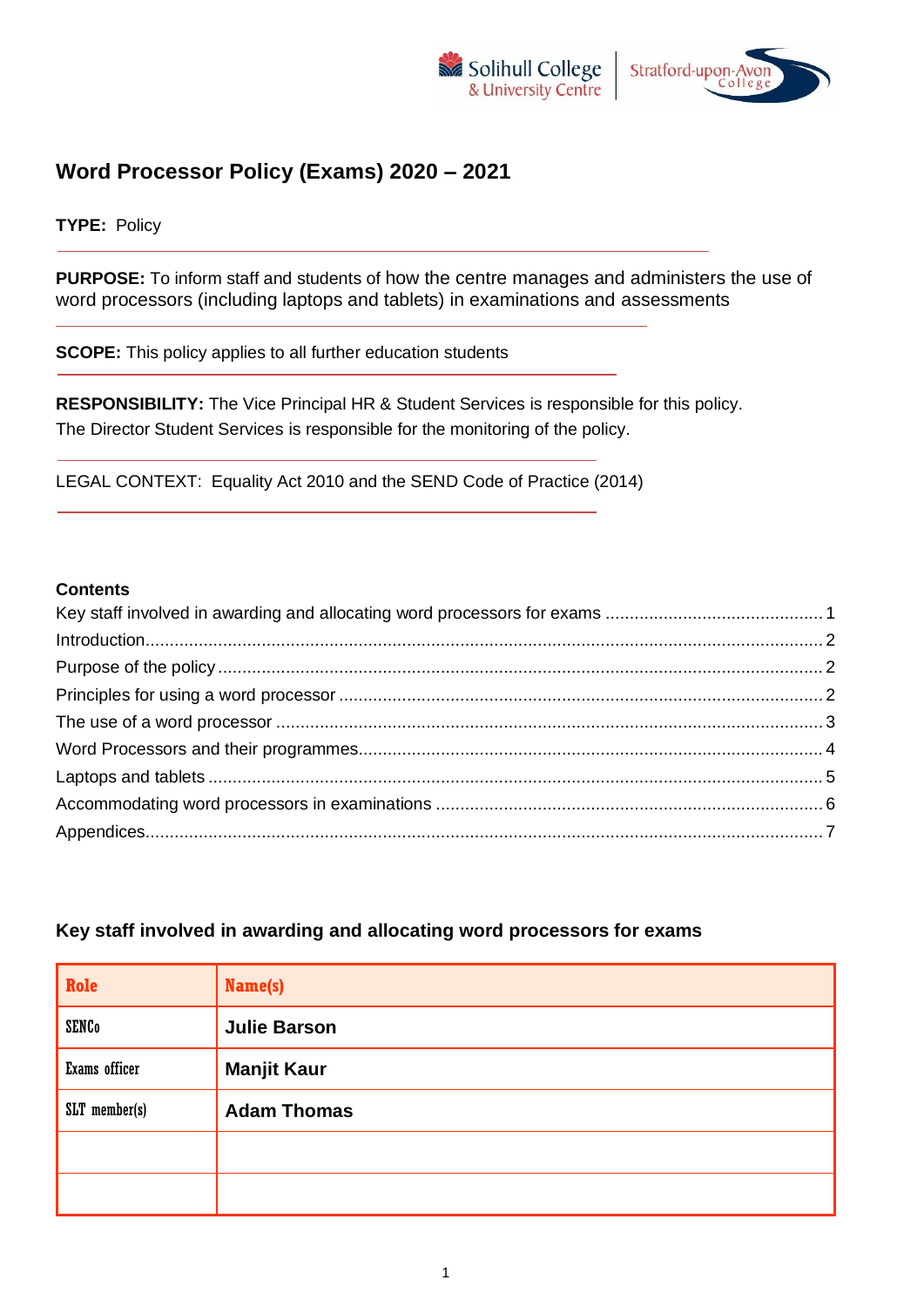# Word Processor Policy (Exams) 2020 – 2021

**TYPE:** Policy

**PURPOSE:** To inform staff and students of how the centre manages and administers the use of word processors (including laptops and tablets) in examinations and assessments

**SCOPE:** This policy applies to all further education students

**RESPONSIBILITY:** The Vice Principal HR & Student Services is responsible for this policy. The Director Student Services is responsible for the monitoring of the policy.

LEGAL CONTEXT: Equality Act 2010 and the SEND Code of Practice (2014)

**Contents**

Key staff involved in awarding and allocating word processors for exams ..... 1
Introduction..... 2
Purpose of the policy ..... 2
Principles for using a word processor ..... 2
The use of a word processor ..... 3
Word Processors and their programmes..... 4
Laptops and tablets ..... 5
Accommodating word processors in examinations ..... 6
Appendices..... 7

## Key staff involved in awarding and allocating word processors for exams

| Role | Name(s) |
|---|---|
| SENCo | **Julie Barson** |
| Exams officer | **Manjit Kaur** |
| SLT member(s) | **Adam Thomas** |
| | |
| | |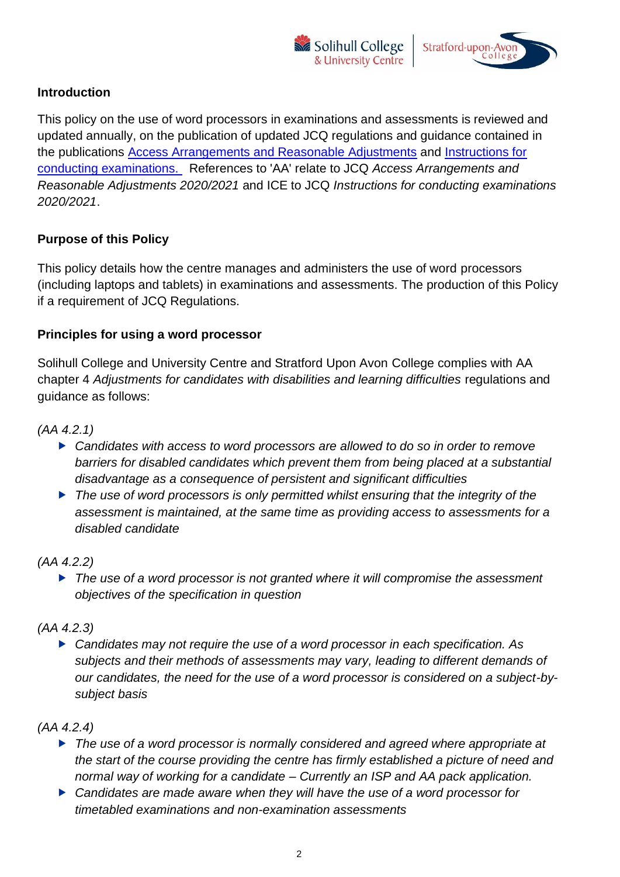**Introduction**

This policy on the use of word processors in examinations and assessments is reviewed and updated annually, on the publication of updated JCQ regulations and guidance contained in the publications [Access Arrangements and Reasonable Adjustments]() and [Instructions for conducting examinations.]() References to 'AA' relate to JCQ *Access Arrangements and Reasonable Adjustments 2020/2021* and ICE to JCQ *Instructions for conducting examinations 2020/2021*.

**Purpose of this Policy**

This policy details how the centre manages and administers the use of word processors (including laptops and tablets) in examinations and assessments. The production of this Policy if a requirement of JCQ Regulations.

**Principles for using a word processor**

Solihull College and University Centre and Stratford Upon Avon College complies with AA chapter 4 *Adjustments for candidates with disabilities and learning difficulties* regulations and guidance as follows:

*(AA 4.2.1)*

- *Candidates with access to word processors are allowed to do so in order to remove barriers for disabled candidates which prevent them from being placed at a substantial disadvantage as a consequence of persistent and significant difficulties*
- *The use of word processors is only permitted whilst ensuring that the integrity of the assessment is maintained, at the same time as providing access to assessments for a disabled candidate*

*(AA 4.2.2)*

- *The use of a word processor is not granted where it will compromise the assessment objectives of the specification in question*

*(AA 4.2.3)*

- *Candidates may not require the use of a word processor in each specification. As subjects and their methods of assessments may vary, leading to different demands of our candidates, the need for the use of a word processor is considered on a subject-by-subject basis*

*(AA 4.2.4)*

- *The use of a word processor is normally considered and agreed where appropriate at the start of the course providing the centre has firmly established a picture of need and normal way of working for a candidate – Currently an ISP and AA pack application.*
- *Candidates are made aware when they will have the use of a word processor for timetabled examinations and non-examination assessments*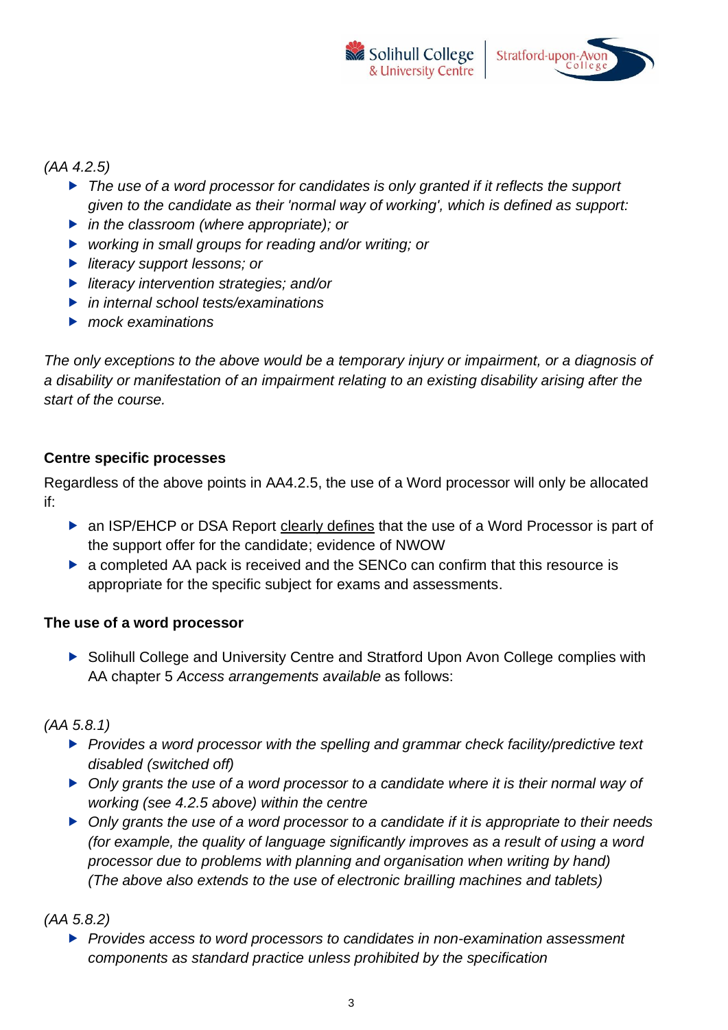*(AA 4.2.5)*

- *The use of a word processor for candidates is only granted if it reflects the support given to the candidate as their 'normal way of working', which is defined as support:*
- *in the classroom (where appropriate); or*
- *working in small groups for reading and/or writing; or*
- *literacy support lessons; or*
- *literacy intervention strategies; and/or*
- *in internal school tests/examinations*
- *mock examinations*

*The only exceptions to the above would be a temporary injury or impairment, or a diagnosis of a disability or manifestation of an impairment relating to an existing disability arising after the start of the course.*

**Centre specific processes**

Regardless of the above points in AA4.2.5, the use of a Word processor will only be allocated if:

- an ISP/EHCP or DSA Report clearly defines that the use of a Word Processor is part of the support offer for the candidate; evidence of NWOW
- a completed AA pack is received and the SENCo can confirm that this resource is appropriate for the specific subject for exams and assessments.

**The use of a word processor**

- Solihull College and University Centre and Stratford Upon Avon College complies with AA chapter 5 *Access arrangements available* as follows:

*(AA 5.8.1)*

- *Provides a word processor with the spelling and grammar check facility/predictive text disabled (switched off)*
- *Only grants the use of a word processor to a candidate where it is their normal way of working (see 4.2.5 above) within the centre*
- *Only grants the use of a word processor to a candidate if it is appropriate to their needs (for example, the quality of language significantly improves as a result of using a word processor due to problems with planning and organisation when writing by hand) (The above also extends to the use of electronic brailling machines and tablets)*

*(AA 5.8.2)*

- *Provides access to word processors to candidates in non-examination assessment components as standard practice unless prohibited by the specification*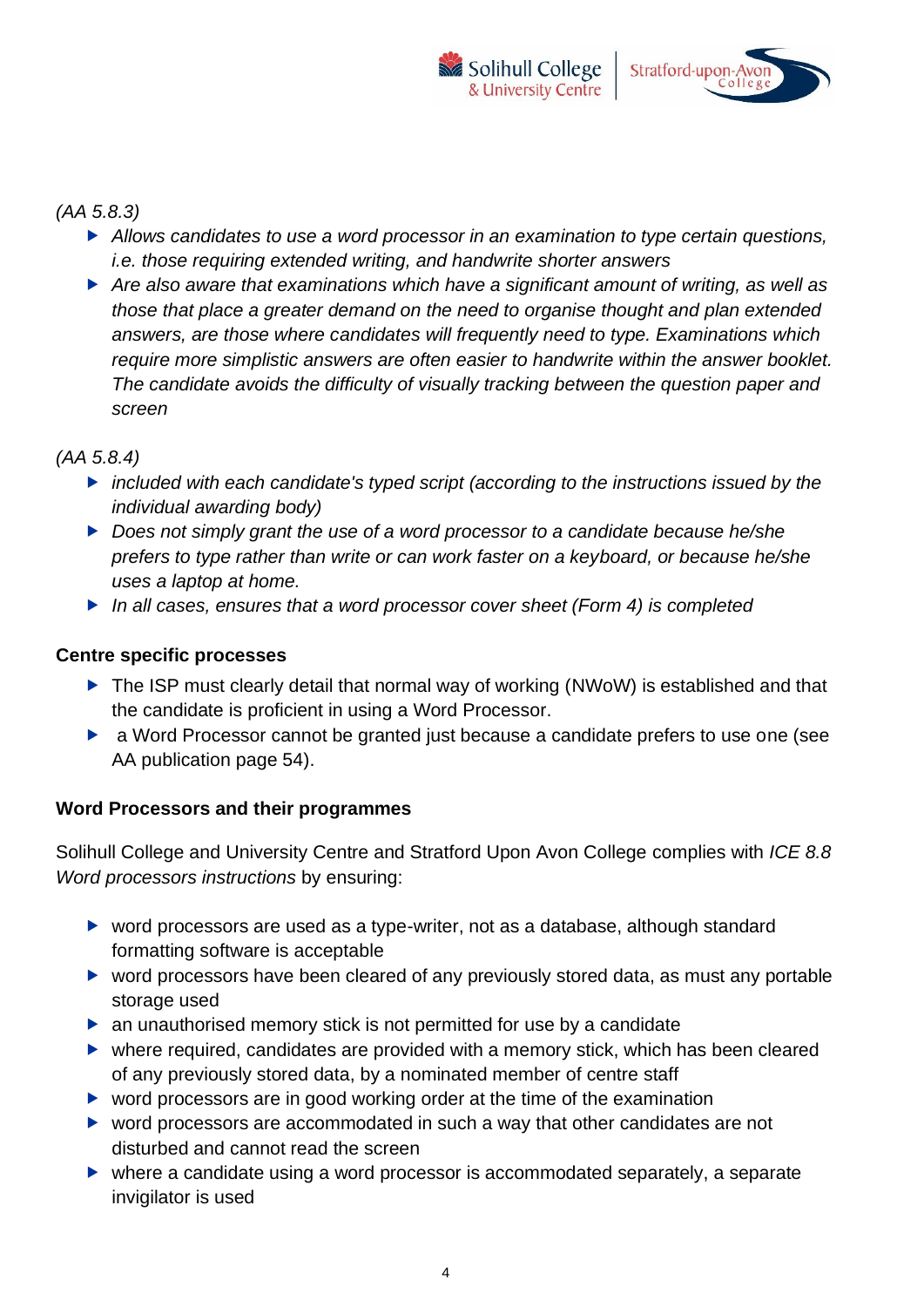*(AA 5.8.3)*

- *Allows candidates to use a word processor in an examination to type certain questions, i.e. those requiring extended writing, and handwrite shorter answers*
- *Are also aware that examinations which have a significant amount of writing, as well as those that place a greater demand on the need to organise thought and plan extended answers, are those where candidates will frequently need to type. Examinations which require more simplistic answers are often easier to handwrite within the answer booklet. The candidate avoids the difficulty of visually tracking between the question paper and screen*

*(AA 5.8.4)*

- *included with each candidate's typed script (according to the instructions issued by the individual awarding body)*
- *Does not simply grant the use of a word processor to a candidate because he/she prefers to type rather than write or can work faster on a keyboard, or because he/she uses a laptop at home.*
- *In all cases, ensures that a word processor cover sheet (Form 4) is completed*

**Centre specific processes**

- The ISP must clearly detail that normal way of working (NWoW) is established and that the candidate is proficient in using a Word Processor.
- a Word Processor cannot be granted just because a candidate prefers to use one (see AA publication page 54).

**Word Processors and their programmes**

Solihull College and University Centre and Stratford Upon Avon College complies with *ICE 8.8 Word processors instructions* by ensuring:

- word processors are used as a type-writer, not as a database, although standard formatting software is acceptable
- word processors have been cleared of any previously stored data, as must any portable storage used
- an unauthorised memory stick is not permitted for use by a candidate
- where required, candidates are provided with a memory stick, which has been cleared of any previously stored data, by a nominated member of centre staff
- word processors are in good working order at the time of the examination
- word processors are accommodated in such a way that other candidates are not disturbed and cannot read the screen
- where a candidate using a word processor is accommodated separately, a separate invigilator is used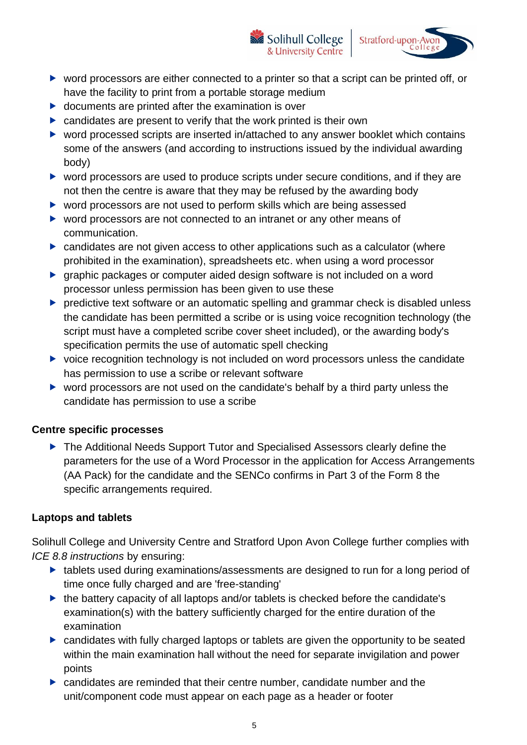- word processors are either connected to a printer so that a script can be printed off, or have the facility to print from a portable storage medium
- documents are printed after the examination is over
- candidates are present to verify that the work printed is their own
- word processed scripts are inserted in/attached to any answer booklet which contains some of the answers (and according to instructions issued by the individual awarding body)
- word processors are used to produce scripts under secure conditions, and if they are not then the centre is aware that they may be refused by the awarding body
- word processors are not used to perform skills which are being assessed
- word processors are not connected to an intranet or any other means of communication.
- candidates are not given access to other applications such as a calculator (where prohibited in the examination), spreadsheets etc. when using a word processor
- graphic packages or computer aided design software is not included on a word processor unless permission has been given to use these
- predictive text software or an automatic spelling and grammar check is disabled unless the candidate has been permitted a scribe or is using voice recognition technology (the script must have a completed scribe cover sheet included), or the awarding body's specification permits the use of automatic spell checking
- voice recognition technology is not included on word processors unless the candidate has permission to use a scribe or relevant software
- word processors are not used on the candidate's behalf by a third party unless the candidate has permission to use a scribe

**Centre specific processes**

- The Additional Needs Support Tutor and Specialised Assessors clearly define the parameters for the use of a Word Processor in the application for Access Arrangements (AA Pack) for the candidate and the SENCo confirms in Part 3 of the Form 8 the specific arrangements required.

**Laptops and tablets**

Solihull College and University Centre and Stratford Upon Avon College further complies with *ICE 8.8 instructions* by ensuring:

- tablets used during examinations/assessments are designed to run for a long period of time once fully charged and are 'free-standing'
- the battery capacity of all laptops and/or tablets is checked before the candidate's examination(s) with the battery sufficiently charged for the entire duration of the examination
- candidates with fully charged laptops or tablets are given the opportunity to be seated within the main examination hall without the need for separate invigilation and power points
- candidates are reminded that their centre number, candidate number and the unit/component code must appear on each page as a header or footer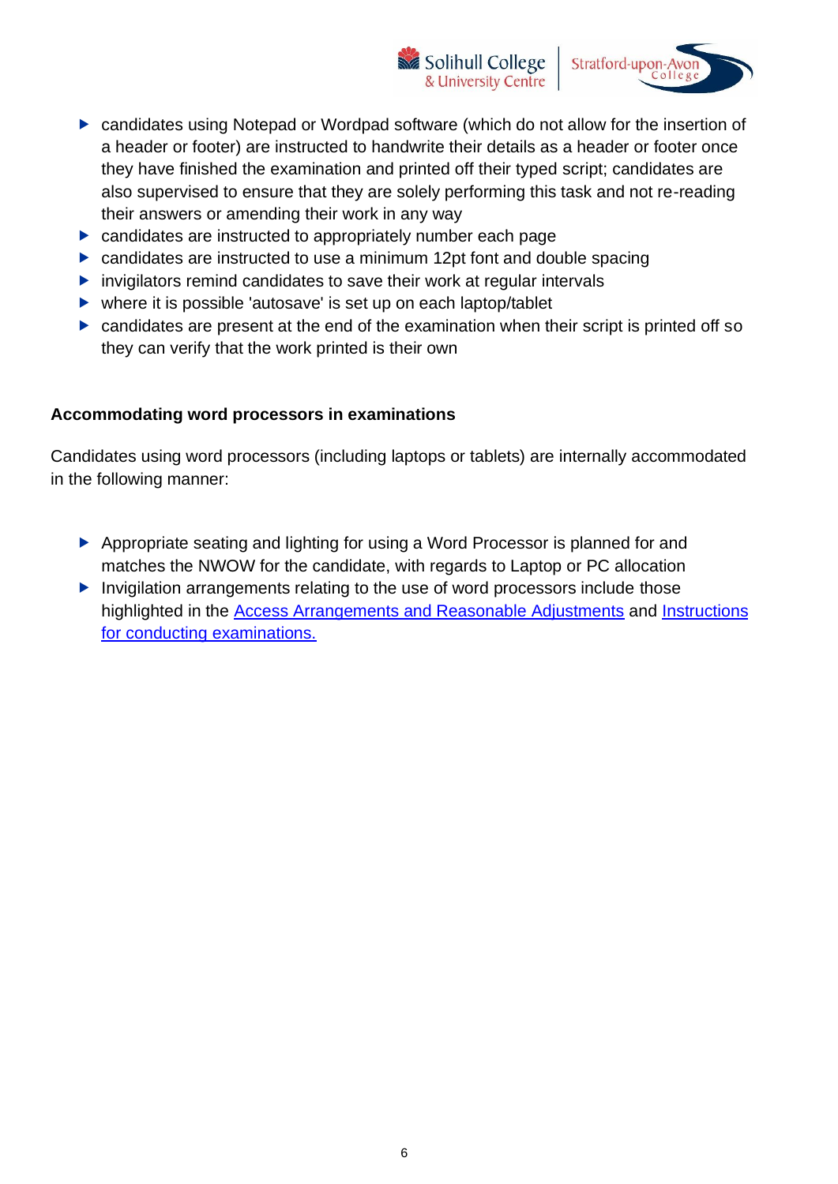- candidates using Notepad or Wordpad software (which do not allow for the insertion of a header or footer) are instructed to handwrite their details as a header or footer once they have finished the examination and printed off their typed script; candidates are also supervised to ensure that they are solely performing this task and not re-reading their answers or amending their work in any way
- candidates are instructed to appropriately number each page
- candidates are instructed to use a minimum 12pt font and double spacing
- invigilators remind candidates to save their work at regular intervals
- where it is possible 'autosave' is set up on each laptop/tablet
- candidates are present at the end of the examination when their script is printed off so they can verify that the work printed is their own

**Accommodating word processors in examinations**

Candidates using word processors (including laptops or tablets) are internally accommodated in the following manner:

- Appropriate seating and lighting for using a Word Processor is planned for and matches the NWOW for the candidate, with regards to Laptop or PC allocation
- Invigilation arrangements relating to the use of word processors include those highlighted in the Access Arrangements and Reasonable Adjustments and Instructions for conducting examinations.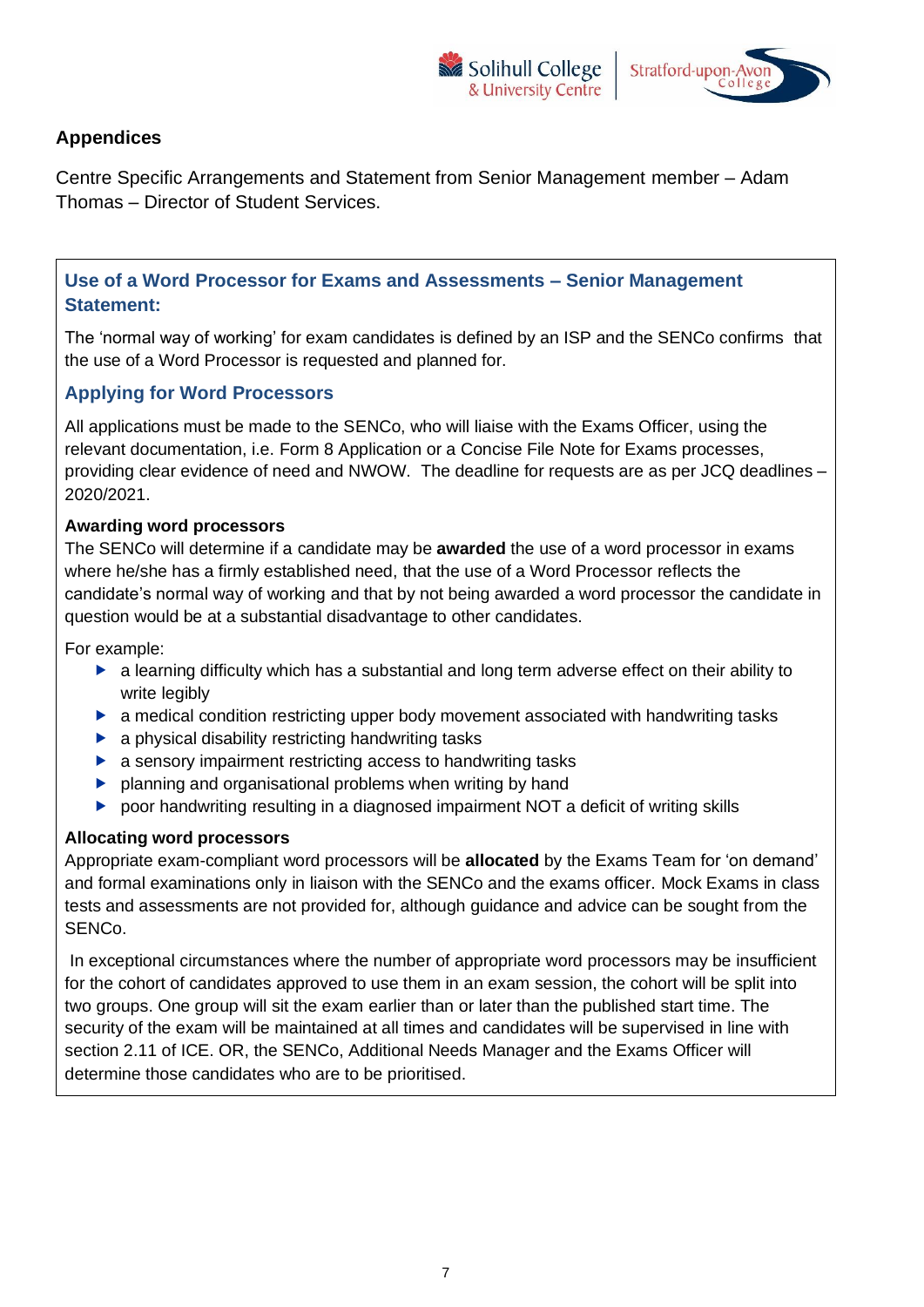## Appendices

Centre Specific Arrangements and Statement from Senior Management member – Adam Thomas – Director of Student Services.

### Use of a Word Processor for Exams and Assessments – Senior Management Statement:

The 'normal way of working' for exam candidates is defined by an ISP and the SENCo confirms that the use of a Word Processor is requested and planned for.

### Applying for Word Processors

All applications must be made to the SENCo, who will liaise with the Exams Officer, using the relevant documentation, i.e. Form 8 Application or a Concise File Note for Exams processes, providing clear evidence of need and NWOW. The deadline for requests are as per JCQ deadlines – 2020/2021.

**Awarding word processors**

The SENCo will determine if a candidate may be **awarded** the use of a word processor in exams where he/she has a firmly established need, that the use of a Word Processor reflects the candidate's normal way of working and that by not being awarded a word processor the candidate in question would be at a substantial disadvantage to other candidates.

For example:

- a learning difficulty which has a substantial and long term adverse effect on their ability to write legibly
- a medical condition restricting upper body movement associated with handwriting tasks
- a physical disability restricting handwriting tasks
- a sensory impairment restricting access to handwriting tasks
- planning and organisational problems when writing by hand
- poor handwriting resulting in a diagnosed impairment NOT a deficit of writing skills

**Allocating word processors**

Appropriate exam-compliant word processors will be **allocated** by the Exams Team for 'on demand' and formal examinations only in liaison with the SENCo and the exams officer. Mock Exams in class tests and assessments are not provided for, although guidance and advice can be sought from the SENCo.

In exceptional circumstances where the number of appropriate word processors may be insufficient for the cohort of candidates approved to use them in an exam session, the cohort will be split into two groups. One group will sit the exam earlier than or later than the published start time. The security of the exam will be maintained at all times and candidates will be supervised in line with section 2.11 of ICE. OR, the SENCo, Additional Needs Manager and the Exams Officer will determine those candidates who are to be prioritised.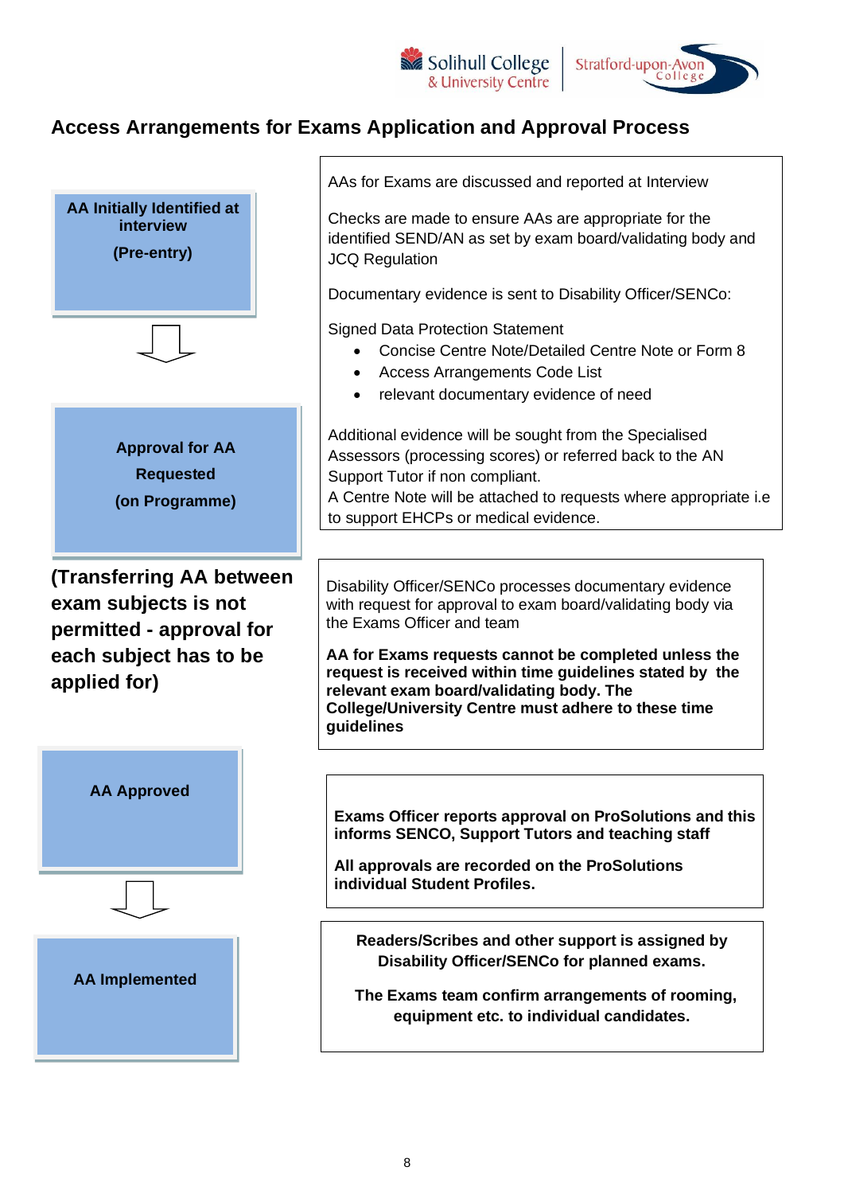## Access Arrangements for Exams Application and Approval Process

**AA Initially Identified at interview**

**(Pre-entry)**

AAs for Exams are discussed and reported at Interview

Checks are made to ensure AAs are appropriate for the identified SEND/AN as set by exam board/validating body and JCQ Regulation

Documentary evidence is sent to Disability Officer/SENCo:

Signed Data Protection Statement

- Concise Centre Note/Detailed Centre Note or Form 8
- Access Arrangements Code List
- relevant documentary evidence of need

Additional evidence will be sought from the Specialised Assessors (processing scores) or referred back to the AN Support Tutor if non compliant.
A Centre Note will be attached to requests where appropriate i.e to support EHCPs or medical evidence.

**Approval for AA Requested**

**(on Programme)**

**(Transferring AA between exam subjects is not permitted - approval for each subject has to be applied for)**

Disability Officer/SENCo processes documentary evidence with request for approval to exam board/validating body via the Exams Officer and team

**AA for Exams requests cannot be completed unless the request is received within time guidelines stated by the relevant exam board/validating body. The College/University Centre must adhere to these time guidelines**

**AA Approved**

**Exams Officer reports approval on ProSolutions and this informs SENCO, Support Tutors and teaching staff**

**All approvals are recorded on the ProSolutions individual Student Profiles.**

**AA Implemented**

**Readers/Scribes and other support is assigned by Disability Officer/SENCo for planned exams.**

**The Exams team confirm arrangements of rooming, equipment etc. to individual candidates.**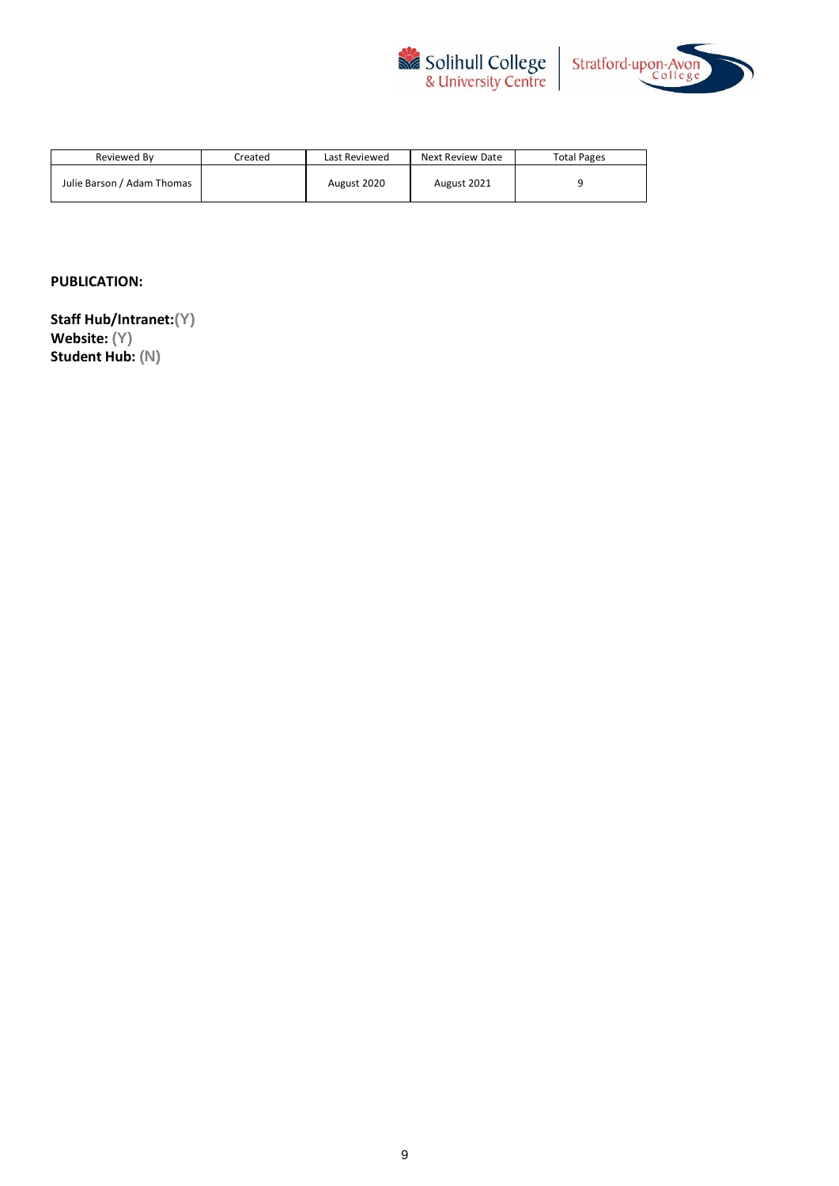| Reviewed By | Created | Last Reviewed | Next Review Date | Total Pages |
|---|---|---|---|---|
| Julie Barson / Adam Thomas | | August 2020 | August 2021 | 9 |

**PUBLICATION:**

**Staff Hub/Intranet:**(Y)
**Website:** (Y)
**Student Hub:** (N)